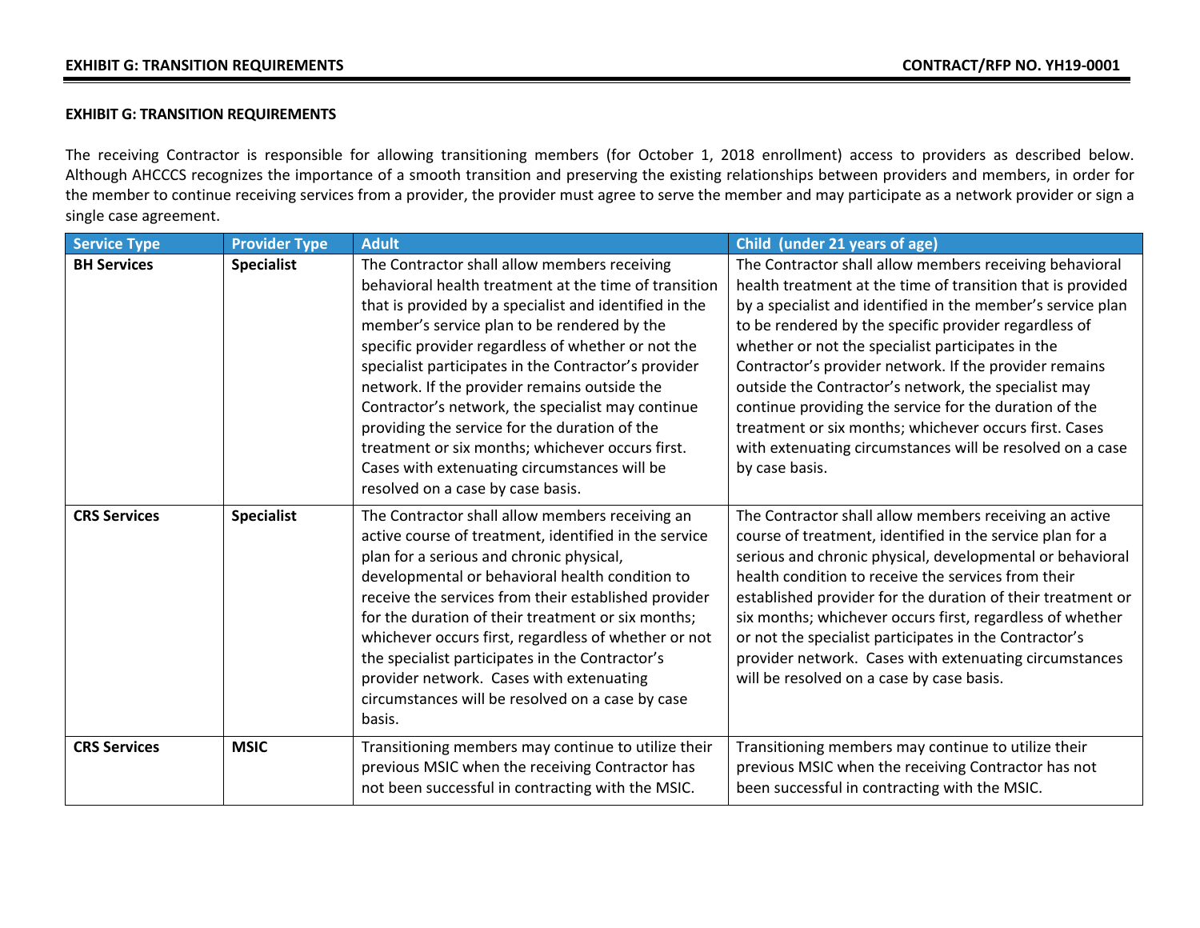## EXHIBIT G: TRANSITION REQUIREMENTS

The receiving Contractor is responsible for allowing transitioning members (for October 1, 2018 enrollment) access to providers as described below. Although AHCCCS recognizes the importance of a smooth transition and preserving the existing relationships between providers and members, in order for the member to continue receiving services from a provider, the provider must agree to serve the member and may participate as a network provider or sign a single case agreement.

| Service Type | Provider Type | Adult | Child (under 21 years of age) |
|---|---|---|---|
| **BH Services** | **Specialist** | The Contractor shall allow members receiving behavioral health treatment at the time of transition that is provided by a specialist and identified in the member's service plan to be rendered by the specific provider regardless of whether or not the specialist participates in the Contractor's provider network. If the provider remains outside the Contractor's network, the specialist may continue providing the service for the duration of the treatment or six months; whichever occurs first. Cases with extenuating circumstances will be resolved on a case by case basis. | The Contractor shall allow members receiving behavioral health treatment at the time of transition that is provided by a specialist and identified in the member's service plan to be rendered by the specific provider regardless of whether or not the specialist participates in the Contractor's provider network. If the provider remains outside the Contractor's network, the specialist may continue providing the service for the duration of the treatment or six months; whichever occurs first. Cases with extenuating circumstances will be resolved on a case by case basis. |
| **CRS Services** | **Specialist** | The Contractor shall allow members receiving an active course of treatment, identified in the service plan for a serious and chronic physical, developmental or behavioral health condition to receive the services from their established provider for the duration of their treatment or six months; whichever occurs first, regardless of whether or not the specialist participates in the Contractor's provider network. Cases with extenuating circumstances will be resolved on a case by case basis. | The Contractor shall allow members receiving an active course of treatment, identified in the service plan for a serious and chronic physical, developmental or behavioral health condition to receive the services from their established provider for the duration of their treatment or six months; whichever occurs first, regardless of whether or not the specialist participates in the Contractor's provider network. Cases with extenuating circumstances will be resolved on a case by case basis. |
| **CRS Services** | **MSIC** | Transitioning members may continue to utilize their previous MSIC when the receiving Contractor has not been successful in contracting with the MSIC. | Transitioning members may continue to utilize their previous MSIC when the receiving Contractor has not been successful in contracting with the MSIC. |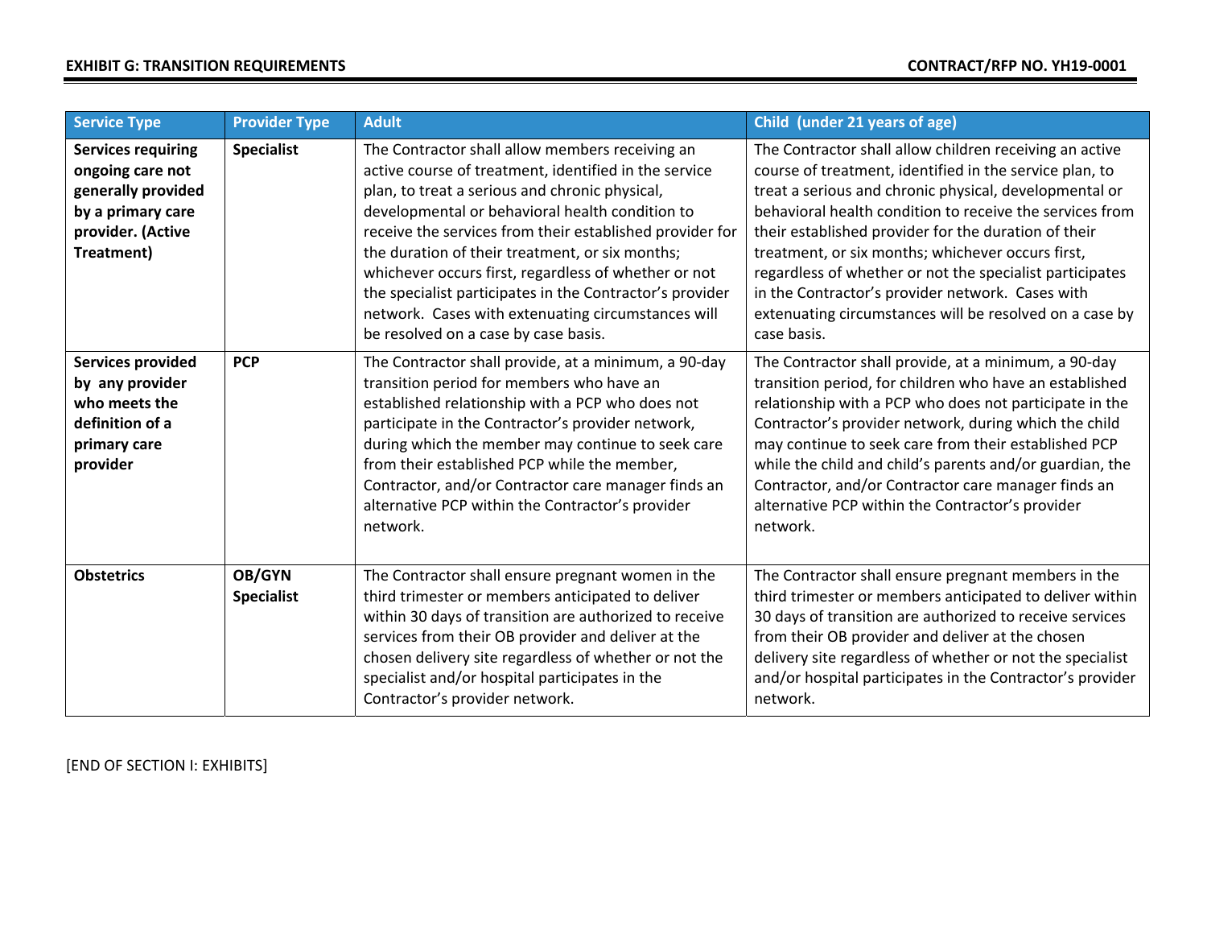| Service Type | Provider Type | Adult | Child (under 21 years of age) |
|---|---|---|---|
| **Services requiring ongoing care not generally provided by a primary care provider. (Active Treatment)** | **Specialist** | The Contractor shall allow members receiving an active course of treatment, identified in the service plan, to treat a serious and chronic physical, developmental or behavioral health condition to receive the services from their established provider for the duration of their treatment, or six months; whichever occurs first, regardless of whether or not the specialist participates in the Contractor's provider network. Cases with extenuating circumstances will be resolved on a case by case basis. | The Contractor shall allow children receiving an active course of treatment, identified in the service plan, to treat a serious and chronic physical, developmental or behavioral health condition to receive the services from their established provider for the duration of their treatment, or six months; whichever occurs first, regardless of whether or not the specialist participates in the Contractor's provider network. Cases with extenuating circumstances will be resolved on a case by case basis. |
| **Services provided by any provider who meets the definition of a primary care provider** | **PCP** | The Contractor shall provide, at a minimum, a 90-day transition period for members who have an established relationship with a PCP who does not participate in the Contractor's provider network, during which the member may continue to seek care from their established PCP while the member, Contractor, and/or Contractor care manager finds an alternative PCP within the Contractor's provider network. | The Contractor shall provide, at a minimum, a 90-day transition period, for children who have an established relationship with a PCP who does not participate in the Contractor's provider network, during which the child may continue to seek care from their established PCP while the child and child's parents and/or guardian, the Contractor, and/or Contractor care manager finds an alternative PCP within the Contractor's provider network. |
| **Obstetrics** | **OB/GYN Specialist** | The Contractor shall ensure pregnant women in the third trimester or members anticipated to deliver within 30 days of transition are authorized to receive services from their OB provider and deliver at the chosen delivery site regardless of whether or not the specialist and/or hospital participates in the Contractor's provider network. | The Contractor shall ensure pregnant members in the third trimester or members anticipated to deliver within 30 days of transition are authorized to receive services from their OB provider and deliver at the chosen delivery site regardless of whether or not the specialist and/or hospital participates in the Contractor's provider network. |

[END OF SECTION I: EXHIBITS]